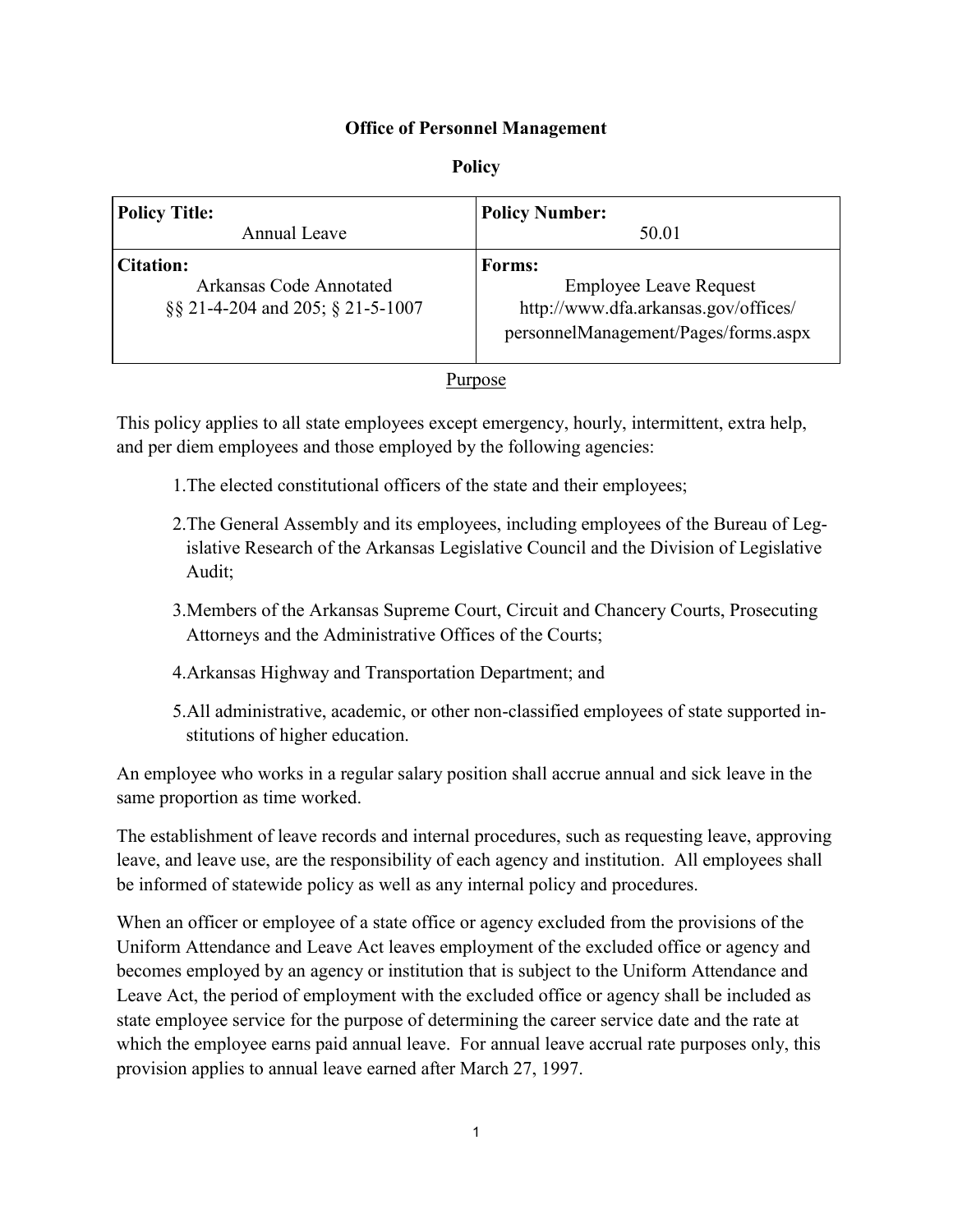**Office of Personnel Management**

**Policy**

| **Policy Title:** Annual Leave | **Policy Number:** 50.01 |
|---|---|
| **Citation:** Arkansas Code Annotated §§ 21-4-204 and 205; § 21-5-1007 | **Forms:** Employee Leave Request http://www.dfa.arkansas.gov/offices/personnelManagement/Pages/forms.aspx |

## Purpose

This policy applies to all state employees except emergency, hourly, intermittent, extra help, and per diem employees and those employed by the following agencies:

1. The elected constitutional officers of the state and their employees;
2. The General Assembly and its employees, including employees of the Bureau of Legislative Research of the Arkansas Legislative Council and the Division of Legislative Audit;
3. Members of the Arkansas Supreme Court, Circuit and Chancery Courts, Prosecuting Attorneys and the Administrative Offices of the Courts;
4. Arkansas Highway and Transportation Department; and
5. All administrative, academic, or other non-classified employees of state supported institutions of higher education.

An employee who works in a regular salary position shall accrue annual and sick leave in the same proportion as time worked.

The establishment of leave records and internal procedures, such as requesting leave, approving leave, and leave use, are the responsibility of each agency and institution. All employees shall be informed of statewide policy as well as any internal policy and procedures.

When an officer or employee of a state office or agency excluded from the provisions of the Uniform Attendance and Leave Act leaves employment of the excluded office or agency and becomes employed by an agency or institution that is subject to the Uniform Attendance and Leave Act, the period of employment with the excluded office or agency shall be included as state employee service for the purpose of determining the career service date and the rate at which the employee earns paid annual leave. For annual leave accrual rate purposes only, this provision applies to annual leave earned after March 27, 1997.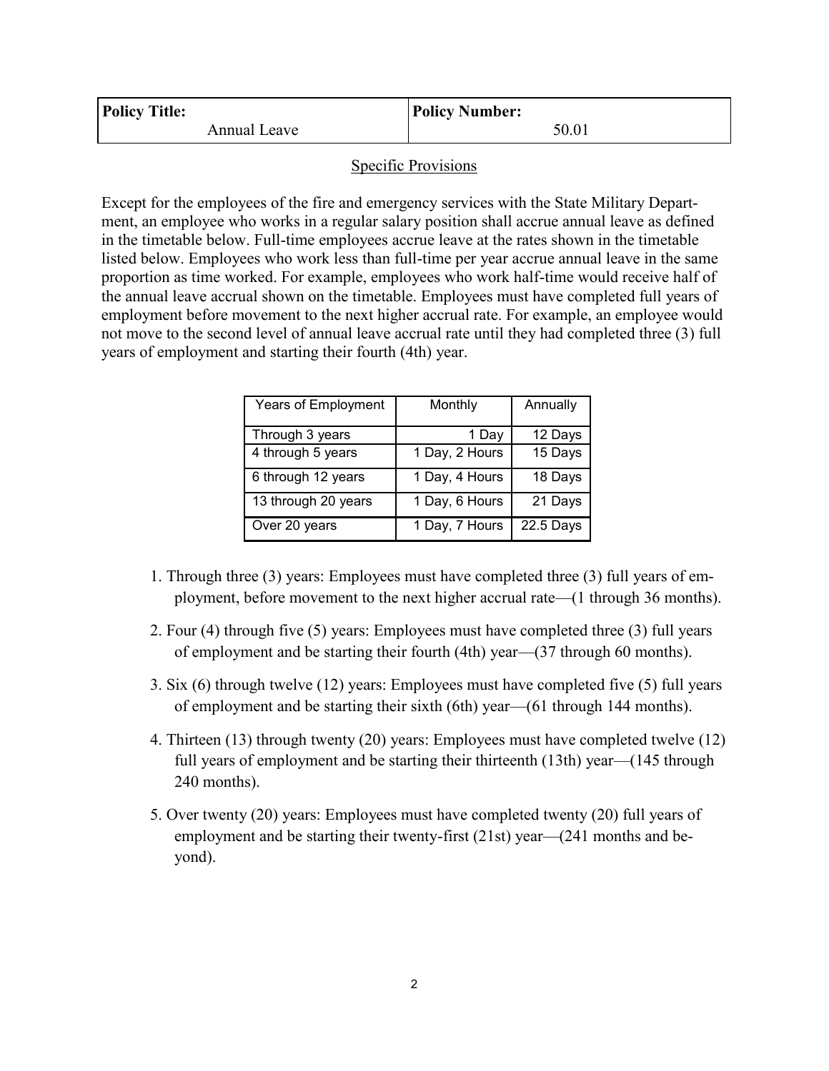| **Policy Title:** Annual Leave | **Policy Number:** 50.01 |
| --- | --- |

Specific Provisions

Except for the employees of the fire and emergency services with the State Military Department, an employee who works in a regular salary position shall accrue annual leave as defined in the timetable below. Full-time employees accrue leave at the rates shown in the timetable listed below. Employees who work less than full-time per year accrue annual leave in the same proportion as time worked. For example, employees who work half-time would receive half of the annual leave accrual shown on the timetable. Employees must have completed full years of employment before movement to the next higher accrual rate. For example, an employee would not move to the second level of annual leave accrual rate until they had completed three (3) full years of employment and starting their fourth (4th) year.

| Years of Employment | Monthly | Annually |
| --- | --- | --- |
| Through 3 years | 1 Day | 12 Days |
| 4 through 5 years | 1 Day, 2 Hours | 15 Days |
| 6 through 12 years | 1 Day, 4 Hours | 18 Days |
| 13 through 20 years | 1 Day, 6 Hours | 21 Days |
| Over 20 years | 1 Day, 7 Hours | 22.5 Days |

1. Through three (3) years: Employees must have completed three (3) full years of employment, before movement to the next higher accrual rate—(1 through 36 months).

2. Four (4) through five (5) years: Employees must have completed three (3) full years of employment and be starting their fourth (4th) year—(37 through 60 months).

3. Six (6) through twelve (12) years: Employees must have completed five (5) full years of employment and be starting their sixth (6th) year—(61 through 144 months).

4. Thirteen (13) through twenty (20) years: Employees must have completed twelve (12) full years of employment and be starting their thirteenth (13th) year—(145 through 240 months).

5. Over twenty (20) years: Employees must have completed twenty (20) full years of employment and be starting their twenty-first (21st) year—(241 months and beyond).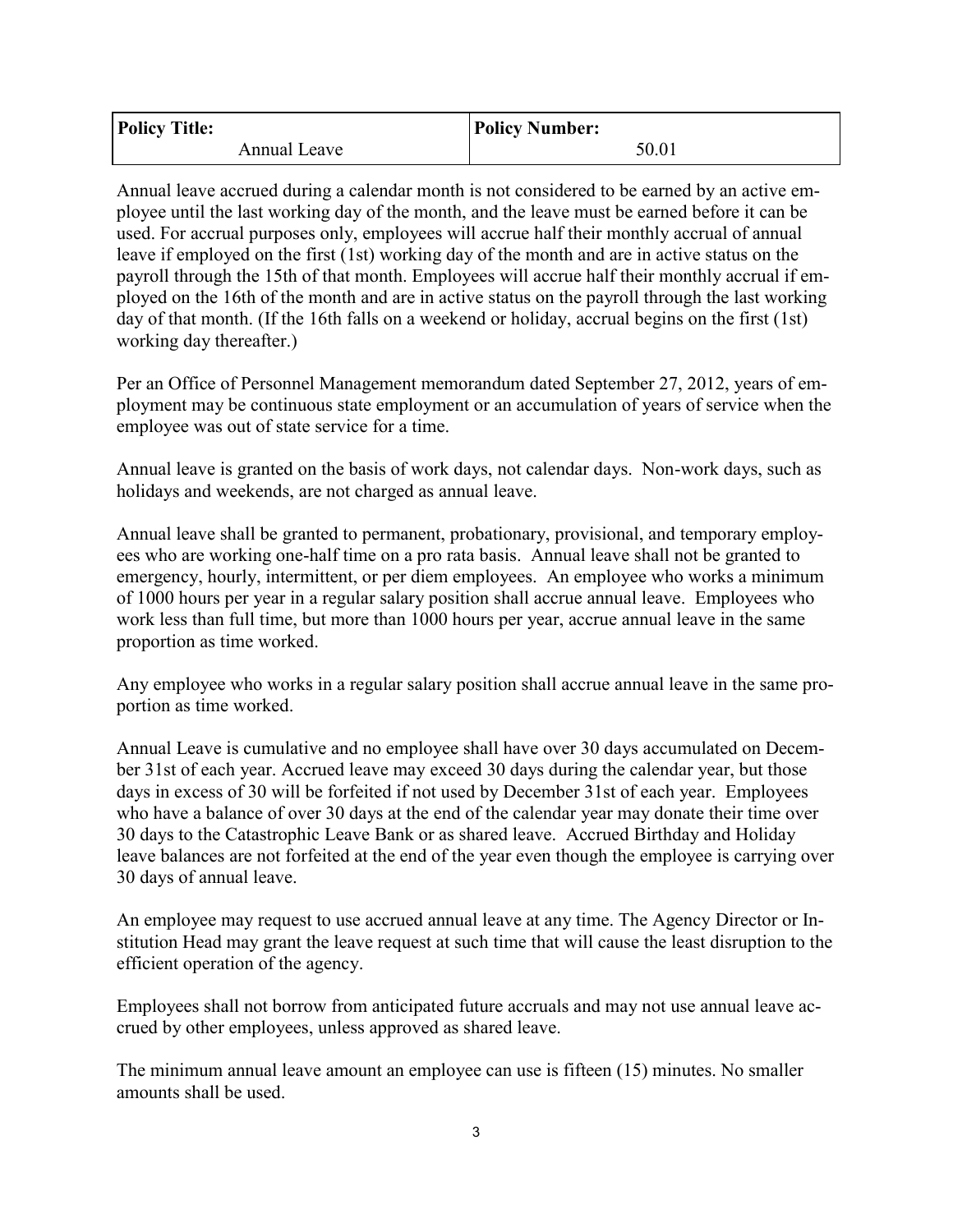| Policy Title: | Policy Number: |
| --- | --- |
| Annual Leave | 50.01 |

Annual leave accrued during a calendar month is not considered to be earned by an active employee until the last working day of the month, and the leave must be earned before it can be used. For accrual purposes only, employees will accrue half their monthly accrual of annual leave if employed on the first (1st) working day of the month and are in active status on the payroll through the 15th of that month. Employees will accrue half their monthly accrual if employed on the 16th of the month and are in active status on the payroll through the last working day of that month. (If the 16th falls on a weekend or holiday, accrual begins on the first (1st) working day thereafter.)

Per an Office of Personnel Management memorandum dated September 27, 2012, years of employment may be continuous state employment or an accumulation of years of service when the employee was out of state service for a time.

Annual leave is granted on the basis of work days, not calendar days. Non-work days, such as holidays and weekends, are not charged as annual leave.

Annual leave shall be granted to permanent, probationary, provisional, and temporary employees who are working one-half time on a pro rata basis. Annual leave shall not be granted to emergency, hourly, intermittent, or per diem employees. An employee who works a minimum of 1000 hours per year in a regular salary position shall accrue annual leave. Employees who work less than full time, but more than 1000 hours per year, accrue annual leave in the same proportion as time worked.

Any employee who works in a regular salary position shall accrue annual leave in the same proportion as time worked.

Annual Leave is cumulative and no employee shall have over 30 days accumulated on December 31st of each year. Accrued leave may exceed 30 days during the calendar year, but those days in excess of 30 will be forfeited if not used by December 31st of each year. Employees who have a balance of over 30 days at the end of the calendar year may donate their time over 30 days to the Catastrophic Leave Bank or as shared leave. Accrued Birthday and Holiday leave balances are not forfeited at the end of the year even though the employee is carrying over 30 days of annual leave.

An employee may request to use accrued annual leave at any time. The Agency Director or Institution Head may grant the leave request at such time that will cause the least disruption to the efficient operation of the agency.

Employees shall not borrow from anticipated future accruals and may not use annual leave accrued by other employees, unless approved as shared leave.

The minimum annual leave amount an employee can use is fifteen (15) minutes. No smaller amounts shall be used.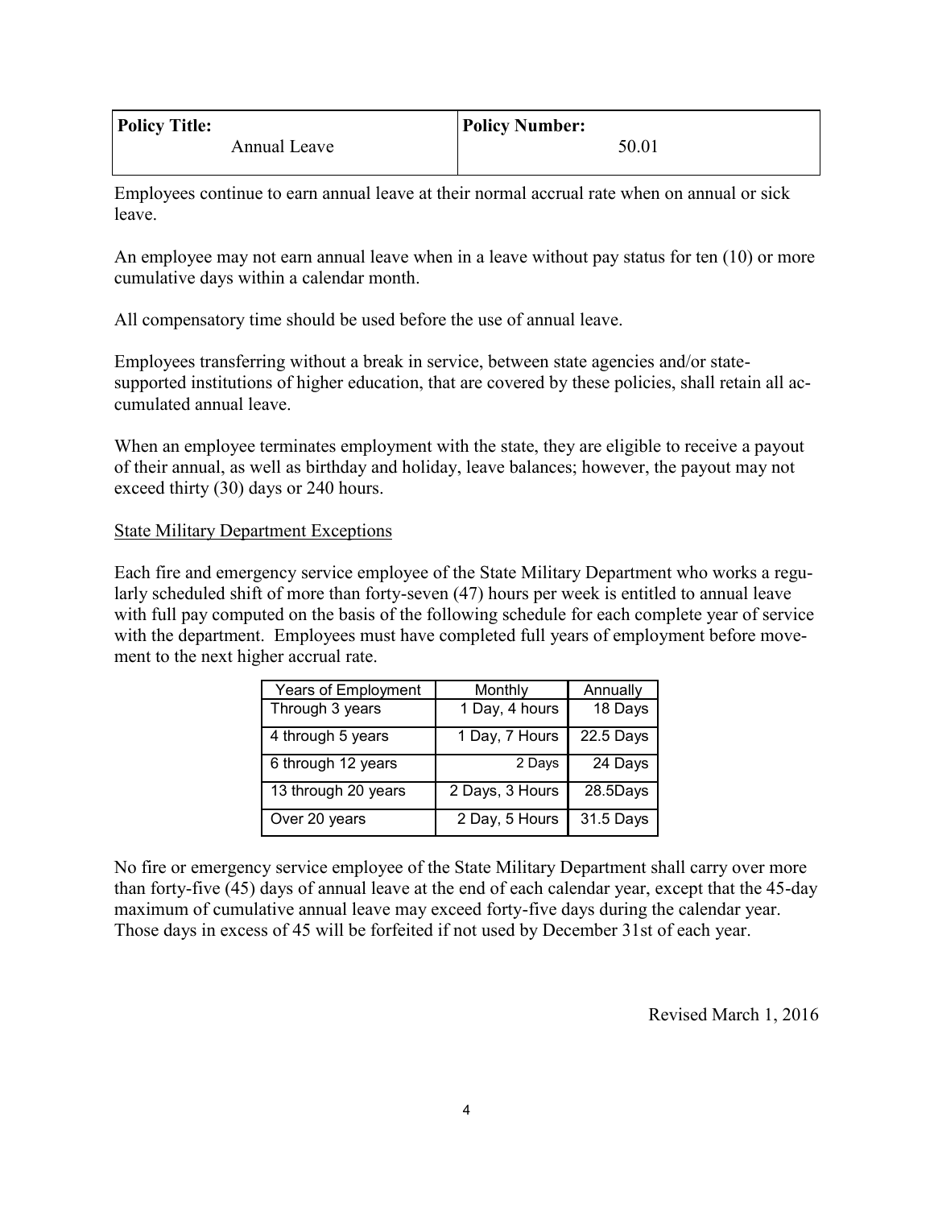| **Policy Title:** Annual Leave | **Policy Number:** 50.01 |
|---|---|

Employees continue to earn annual leave at their normal accrual rate when on annual or sick leave.

An employee may not earn annual leave when in a leave without pay status for ten (10) or more cumulative days within a calendar month.

All compensatory time should be used before the use of annual leave.

Employees transferring without a break in service, between state agencies and/or state-supported institutions of higher education, that are covered by these policies, shall retain all accumulated annual leave.

When an employee terminates employment with the state, they are eligible to receive a payout of their annual, as well as birthday and holiday, leave balances; however, the payout may not exceed thirty (30) days or 240 hours.

State Military Department Exceptions

Each fire and emergency service employee of the State Military Department who works a regularly scheduled shift of more than forty-seven (47) hours per week is entitled to annual leave with full pay computed on the basis of the following schedule for each complete year of service with the department. Employees must have completed full years of employment before movement to the next higher accrual rate.

| Years of Employment | Monthly | Annually |
|---|---|---|
| Through 3 years | 1 Day, 4 hours | 18 Days |
| 4 through 5 years | 1 Day, 7 Hours | 22.5 Days |
| 6 through 12 years | 2 Days | 24 Days |
| 13 through 20 years | 2 Days, 3 Hours | 28.5Days |
| Over 20 years | 2 Day, 5 Hours | 31.5 Days |

No fire or emergency service employee of the State Military Department shall carry over more than forty-five (45) days of annual leave at the end of each calendar year, except that the 45-day maximum of cumulative annual leave may exceed forty-five days during the calendar year. Those days in excess of 45 will be forfeited if not used by December 31st of each year.

Revised March 1, 2016